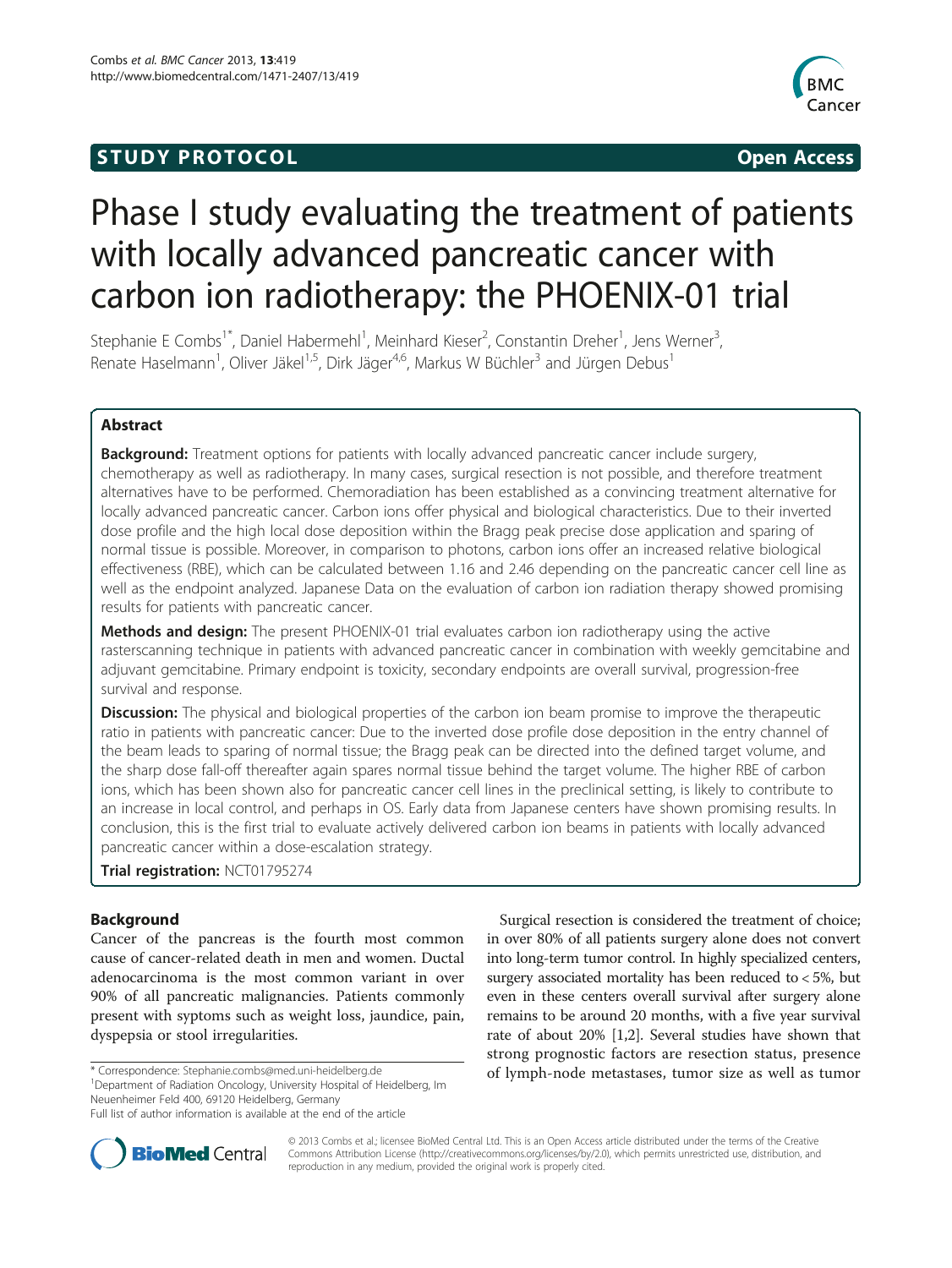STUDY PROTOCOL Open Access

# Phase I study evaluating the treatment of patients with locally advanced pancreatic cancer with carbon ion radiotherapy: the PHOENIX-01 trial

Stephanie E Combs[1*], Daniel Habermehl[1], Meinhard Kieser[2], Constantin Dreher[1], Jens Werner[3], Renate Haselmann[1], Oliver Jäkel[1,5], Dirk Jäger[4,6], Markus W Büchler[3] and Jürgen Debus[1]

## Abstract

**Background:** Treatment options for patients with locally advanced pancreatic cancer include surgery, chemotherapy as well as radiotherapy. In many cases, surgical resection is not possible, and therefore treatment alternatives have to be performed. Chemoradiation has been established as a convincing treatment alternative for locally advanced pancreatic cancer. Carbon ions offer physical and biological characteristics. Due to their inverted dose profile and the high local dose deposition within the Bragg peak precise dose application and sparing of normal tissue is possible. Moreover, in comparison to photons, carbon ions offer an increased relative biological effectiveness (RBE), which can be calculated between 1.16 and 2.46 depending on the pancreatic cancer cell line as well as the endpoint analyzed. Japanese Data on the evaluation of carbon ion radiation therapy showed promising results for patients with pancreatic cancer.

**Methods and design:** The present PHOENIX-01 trial evaluates carbon ion radiotherapy using the active rasterscanning technique in patients with advanced pancreatic cancer in combination with weekly gemcitabine and adjuvant gemcitabine. Primary endpoint is toxicity, secondary endpoints are overall survival, progression-free survival and response.

**Discussion:** The physical and biological properties of the carbon ion beam promise to improve the therapeutic ratio in patients with pancreatic cancer: Due to the inverted dose profile dose deposition in the entry channel of the beam leads to sparing of normal tissue; the Bragg peak can be directed into the defined target volume, and the sharp dose fall-off thereafter again spares normal tissue behind the target volume. The higher RBE of carbon ions, which has been shown also for pancreatic cancer cell lines in the preclinical setting, is likely to contribute to an increase in local control, and perhaps in OS. Early data from Japanese centers have shown promising results. In conclusion, this is the first trial to evaluate actively delivered carbon ion beams in patients with locally advanced pancreatic cancer within a dose-escalation strategy.

**Trial registration:** NCT01795274

## Background

Cancer of the pancreas is the fourth most common cause of cancer-related death in men and women. Ductal adenocarcinoma is the most common variant in over 90% of all pancreatic malignancies. Patients commonly present with syptoms such as weight loss, jaundice, pain, dyspepsia or stool irregularities.

Surgical resection is considered the treatment of choice; in over 80% of all patients surgery alone does not convert into long-term tumor control. In highly specialized centers, surgery associated mortality has been reduced to < 5%, but even in these centers overall survival after surgery alone remains to be around 20 months, with a five year survival rate of about 20% [1,2]. Several studies have shown that strong prognostic factors are resection status, presence of lymph-node metastases, tumor size as well as tumor

\* Correspondence: Stephanie.combs@med.uni-heidelberg.de
[1]Department of Radiation Oncology, University Hospital of Heidelberg, Im Neuenheimer Feld 400, 69120 Heidelberg, Germany
Full list of author information is available at the end of the article

© 2013 Combs et al.; licensee BioMed Central Ltd. This is an Open Access article distributed under the terms of the Creative Commons Attribution License (http://creativecommons.org/licenses/by/2.0), which permits unrestricted use, distribution, and reproduction in any medium, provided the original work is properly cited.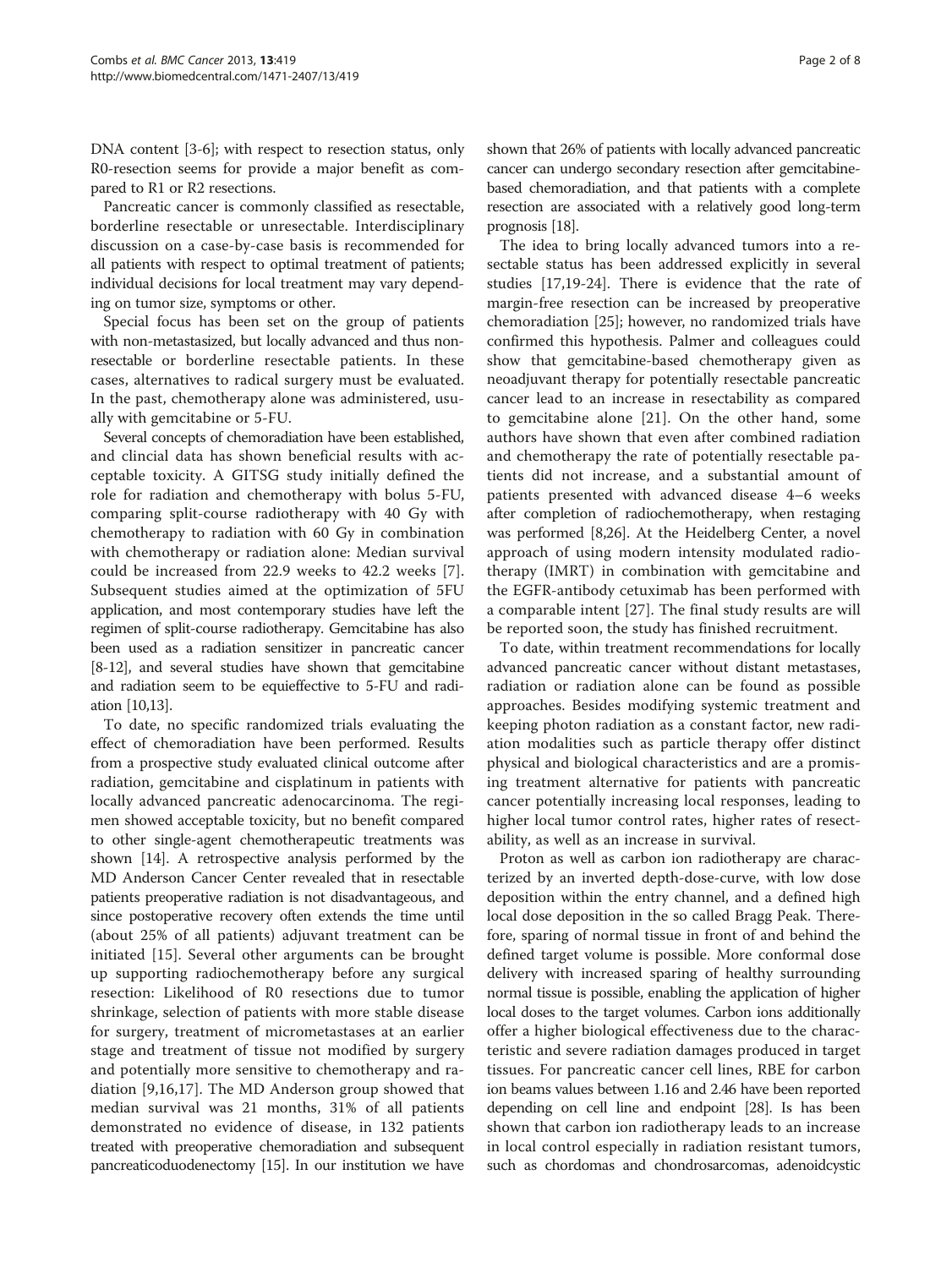DNA content [3-6]; with respect to resection status, only R0-resection seems for provide a major benefit as compared to R1 or R2 resections.

Pancreatic cancer is commonly classified as resectable, borderline resectable or unresectable. Interdisciplinary discussion on a case-by-case basis is recommended for all patients with respect to optimal treatment of patients; individual decisions for local treatment may vary depending on tumor size, symptoms or other.

Special focus has been set on the group of patients with non-metastasized, but locally advanced and thus non-resectable or borderline resectable patients. In these cases, alternatives to radical surgery must be evaluated. In the past, chemotherapy alone was administered, usually with gemcitabine or 5-FU.

Several concepts of chemoradiation have been established, and clincial data has shown beneficial results with acceptable toxicity. A GITSG study initially defined the role for radiation and chemotherapy with bolus 5-FU, comparing split-course radiotherapy with 40 Gy with chemotherapy to radiation with 60 Gy in combination with chemotherapy or radiation alone: Median survival could be increased from 22.9 weeks to 42.2 weeks [7]. Subsequent studies aimed at the optimization of 5FU application, and most contemporary studies have left the regimen of split-course radiotherapy. Gemcitabine has also been used as a radiation sensitizer in pancreatic cancer [8-12], and several studies have shown that gemcitabine and radiation seem to be equieffective to 5-FU and radiation [10,13].

To date, no specific randomized trials evaluating the effect of chemoradiation have been performed. Results from a prospective study evaluated clinical outcome after radiation, gemcitabine and cisplatinum in patients with locally advanced pancreatic adenocarcinoma. The regimen showed acceptable toxicity, but no benefit compared to other single-agent chemotherapeutic treatments was shown [14]. A retrospective analysis performed by the MD Anderson Cancer Center revealed that in resectable patients preoperative radiation is not disadvantageous, and since postoperative recovery often extends the time until (about 25% of all patients) adjuvant treatment can be initiated [15]. Several other arguments can be brought up supporting radiochemotherapy before any surgical resection: Likelihood of R0 resections due to tumor shrinkage, selection of patients with more stable disease for surgery, treatment of micrometastases at an earlier stage and treatment of tissue not modified by surgery and potentially more sensitive to chemotherapy and radiation [9,16,17]. The MD Anderson group showed that median survival was 21 months, 31% of all patients demonstrated no evidence of disease, in 132 patients treated with preoperative chemoradiation and subsequent pancreaticoduodenectomy [15]. In our institution we have shown that 26% of patients with locally advanced pancreatic cancer can undergo secondary resection after gemcitabine-based chemoradiation, and that patients with a complete resection are associated with a relatively good long-term prognosis [18].

The idea to bring locally advanced tumors into a resectable status has been addressed explicitly in several studies [17,19-24]. There is evidence that the rate of margin-free resection can be increased by preoperative chemoradiation [25]; however, no randomized trials have confirmed this hypothesis. Palmer and colleagues could show that gemcitabine-based chemotherapy given as neoadjuvant therapy for potentially resectable pancreatic cancer lead to an increase in resectability as compared to gemcitabine alone [21]. On the other hand, some authors have shown that even after combined radiation and chemotherapy the rate of potentially resectable patients did not increase, and a substantial amount of patients presented with advanced disease 4–6 weeks after completion of radiochemotherapy, when restaging was performed [8,26]. At the Heidelberg Center, a novel approach of using modern intensity modulated radiotherapy (IMRT) in combination with gemcitabine and the EGFR-antibody cetuximab has been performed with a comparable intent [27]. The final study results are will be reported soon, the study has finished recruitment.

To date, within treatment recommendations for locally advanced pancreatic cancer without distant metastases, radiation or radiation alone can be found as possible approaches. Besides modifying systemic treatment and keeping photon radiation as a constant factor, new radiation modalities such as particle therapy offer distinct physical and biological characteristics and are a promising treatment alternative for patients with pancreatic cancer potentially increasing local responses, leading to higher local tumor control rates, higher rates of resectability, as well as an increase in survival.

Proton as well as carbon ion radiotherapy are characterized by an inverted depth-dose-curve, with low dose deposition within the entry channel, and a defined high local dose deposition in the so called Bragg Peak. Therefore, sparing of normal tissue in front of and behind the defined target volume is possible. More conformal dose delivery with increased sparing of healthy surrounding normal tissue is possible, enabling the application of higher local doses to the target volumes. Carbon ions additionally offer a higher biological effectiveness due to the characteristic and severe radiation damages produced in target tissues. For pancreatic cancer cell lines, RBE for carbon ion beams values between 1.16 and 2.46 have been reported depending on cell line and endpoint [28]. Is has been shown that carbon ion radiotherapy leads to an increase in local control especially in radiation resistant tumors, such as chordomas and chondrosarcomas, adenoidcystic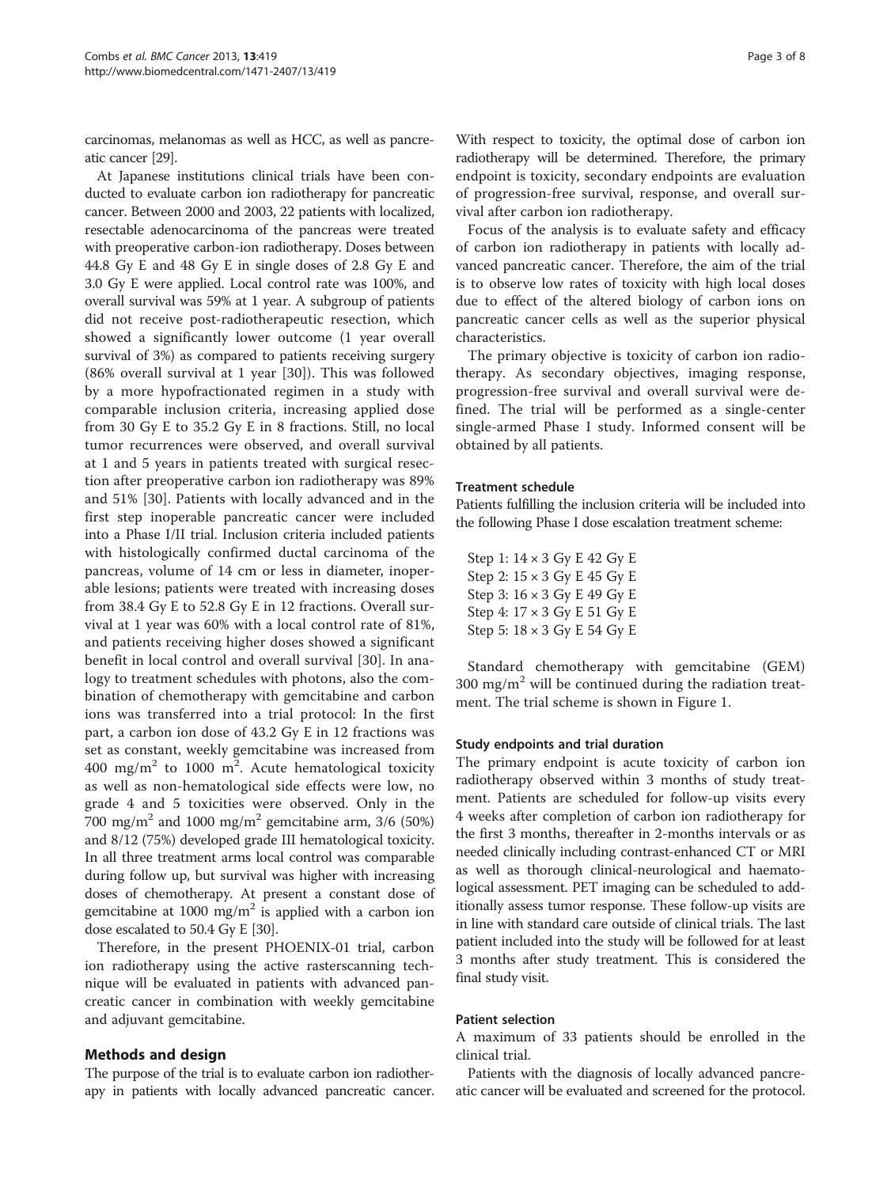carcinomas, melanomas as well as HCC, as well as pancreatic cancer [29].

At Japanese institutions clinical trials have been conducted to evaluate carbon ion radiotherapy for pancreatic cancer. Between 2000 and 2003, 22 patients with localized, resectable adenocarcinoma of the pancreas were treated with preoperative carbon-ion radiotherapy. Doses between 44.8 Gy E and 48 Gy E in single doses of 2.8 Gy E and 3.0 Gy E were applied. Local control rate was 100%, and overall survival was 59% at 1 year. A subgroup of patients did not receive post-radiotherapeutic resection, which showed a significantly lower outcome (1 year overall survival of 3%) as compared to patients receiving surgery (86% overall survival at 1 year [30]). This was followed by a more hypofractionated regimen in a study with comparable inclusion criteria, increasing applied dose from 30 Gy E to 35.2 Gy E in 8 fractions. Still, no local tumor recurrences were observed, and overall survival at 1 and 5 years in patients treated with surgical resection after preoperative carbon ion radiotherapy was 89% and 51% [30]. Patients with locally advanced and in the first step inoperable pancreatic cancer were included into a Phase I/II trial. Inclusion criteria included patients with histologically confirmed ductal carcinoma of the pancreas, volume of 14 cm or less in diameter, inoperable lesions; patients were treated with increasing doses from 38.4 Gy E to 52.8 Gy E in 12 fractions. Overall survival at 1 year was 60% with a local control rate of 81%, and patients receiving higher doses showed a significant benefit in local control and overall survival [30]. In analogy to treatment schedules with photons, also the combination of chemotherapy with gemcitabine and carbon ions was transferred into a trial protocol: In the first part, a carbon ion dose of 43.2 Gy E in 12 fractions was set as constant, weekly gemcitabine was increased from 400 mg/m$^2$ to 1000 m$^2$. Acute hematological toxicity as well as non-hematological side effects were low, no grade 4 and 5 toxicities were observed. Only in the 700 mg/m$^2$ and 1000 mg/m$^2$ gemcitabine arm, 3/6 (50%) and 8/12 (75%) developed grade III hematological toxicity. In all three treatment arms local control was comparable during follow up, but survival was higher with increasing doses of chemotherapy. At present a constant dose of gemcitabine at 1000 mg/m$^2$ is applied with a carbon ion dose escalated to 50.4 Gy E [30].

Therefore, in the present PHOENIX-01 trial, carbon ion radiotherapy using the active rasterscanning technique will be evaluated in patients with advanced pancreatic cancer in combination with weekly gemcitabine and adjuvant gemcitabine.

## Methods and design

The purpose of the trial is to evaluate carbon ion radiotherapy in patients with locally advanced pancreatic cancer. With respect to toxicity, the optimal dose of carbon ion radiotherapy will be determined. Therefore, the primary endpoint is toxicity, secondary endpoints are evaluation of progression-free survival, response, and overall survival after carbon ion radiotherapy.

Focus of the analysis is to evaluate safety and efficacy of carbon ion radiotherapy in patients with locally advanced pancreatic cancer. Therefore, the aim of the trial is to observe low rates of toxicity with high local doses due to effect of the altered biology of carbon ions on pancreatic cancer cells as well as the superior physical characteristics.

The primary objective is toxicity of carbon ion radiotherapy. As secondary objectives, imaging response, progression-free survival and overall survival were defined. The trial will be performed as a single-center single-armed Phase I study. Informed consent will be obtained by all patients.

### Treatment schedule

Patients fulfilling the inclusion criteria will be included into the following Phase I dose escalation treatment scheme:

Step 1: 14 × 3 Gy E 42 Gy E
Step 2: 15 × 3 Gy E 45 Gy E
Step 3: 16 × 3 Gy E 49 Gy E
Step 4: 17 × 3 Gy E 51 Gy E
Step 5: 18 × 3 Gy E 54 Gy E

Standard chemotherapy with gemcitabine (GEM) 300 mg/m$^2$ will be continued during the radiation treatment. The trial scheme is shown in Figure 1.

### Study endpoints and trial duration

The primary endpoint is acute toxicity of carbon ion radiotherapy observed within 3 months of study treatment. Patients are scheduled for follow-up visits every 4 weeks after completion of carbon ion radiotherapy for the first 3 months, thereafter in 2-months intervals or as needed clinically including contrast-enhanced CT or MRI as well as thorough clinical-neurological and haematological assessment. PET imaging can be scheduled to additionally assess tumor response. These follow-up visits are in line with standard care outside of clinical trials. The last patient included into the study will be followed for at least 3 months after study treatment. This is considered the final study visit.

### Patient selection

A maximum of 33 patients should be enrolled in the clinical trial.

Patients with the diagnosis of locally advanced pancreatic cancer will be evaluated and screened for the protocol.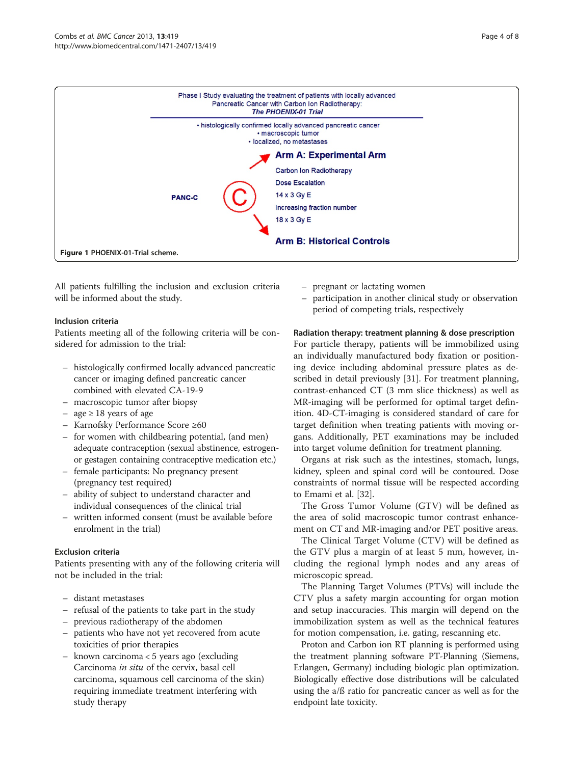Phase I Study evaluating the treatment of patients with locally advanced Pancreatic Cancer with Carbon Ion Radiotherapy: *The PHOENIX-01 Trial*

- histologically confirmed locally advanced pancreatic cancer
- macroscopic tumor
- localized, no metastases

PANC-C

**Arm A: Experimental Arm**

Carbon Ion Radiotherapy

Dose Escalation

14 x 3 Gy E

Increasing fraction number

18 x 3 Gy E

**Arm B: Historical Controls**

**Figure 1** PHOENIX-01-Trial scheme.

All patients fulfilling the inclusion and exclusion criteria will be informed about the study.

### Inclusion criteria

Patients meeting all of the following criteria will be considered for admission to the trial:

- histologically confirmed locally advanced pancreatic cancer or imaging defined pancreatic cancer combined with elevated CA-19-9
- macroscopic tumor after biopsy
- age ≥ 18 years of age
- Karnofsky Performance Score ≥60
- for women with childbearing potential, (and men) adequate contraception (sexual abstinence, estrogen- or gestagen containing contraceptive medication etc.)
- female participants: No pregnancy present (pregnancy test required)
- ability of subject to understand character and individual consequences of the clinical trial
- written informed consent (must be available before enrolment in the trial)

### Exclusion criteria

Patients presenting with any of the following criteria will not be included in the trial:

- distant metastases
- refusal of the patients to take part in the study
- previous radiotherapy of the abdomen
- patients who have not yet recovered from acute toxicities of prior therapies
- known carcinoma < 5 years ago (excluding Carcinoma *in situ* of the cervix, basal cell carcinoma, squamous cell carcinoma of the skin) requiring immediate treatment interfering with study therapy
- pregnant or lactating women
- participation in another clinical study or observation period of competing trials, respectively

### Radiation therapy: treatment planning & dose prescription

For particle therapy, patients will be immobilized using an individually manufactured body fixation or positioning device including abdominal pressure plates as described in detail previously [31]. For treatment planning, contrast-enhanced CT (3 mm slice thickness) as well as MR-imaging will be performed for optimal target definition. 4D-CT-imaging is considered standard of care for target definition when treating patients with moving organs. Additionally, PET examinations may be included into target volume definition for treatment planning.

Organs at risk such as the intestines, stomach, lungs, kidney, spleen and spinal cord will be contoured. Dose constraints of normal tissue will be respected according to Emami et al. [32].

The Gross Tumor Volume (GTV) will be defined as the area of solid macroscopic tumor contrast enhancement on CT and MR-imaging and/or PET positive areas.

The Clinical Target Volume (CTV) will be defined as the GTV plus a margin of at least 5 mm, however, including the regional lymph nodes and any areas of microscopic spread.

The Planning Target Volumes (PTVs) will include the CTV plus a safety margin accounting for organ motion and setup inaccuracies. This margin will depend on the immobilization system as well as the technical features for motion compensation, i.e. gating, rescanning etc.

Proton and Carbon ion RT planning is performed using the treatment planning software PT-Planning (Siemens, Erlangen, Germany) including biologic plan optimization. Biologically effective dose distributions will be calculated using the a/ß ratio for pancreatic cancer as well as for the endpoint late toxicity.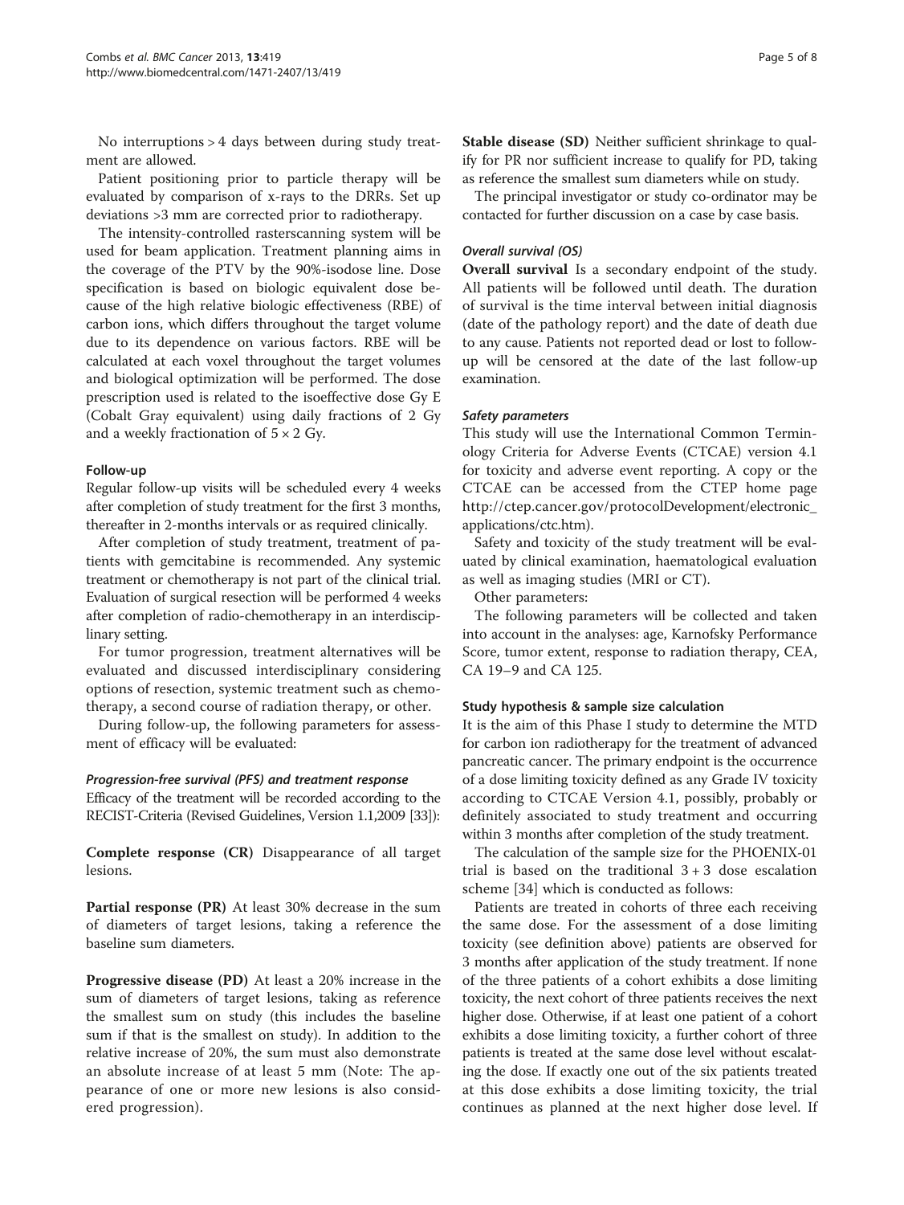No interruptions > 4 days between during study treatment are allowed.

Patient positioning prior to particle therapy will be evaluated by comparison of x-rays to the DRRs. Set up deviations >3 mm are corrected prior to radiotherapy.

The intensity-controlled rasterscanning system will be used for beam application. Treatment planning aims in the coverage of the PTV by the 90%-isodose line. Dose specification is based on biologic equivalent dose because of the high relative biologic effectiveness (RBE) of carbon ions, which differs throughout the target volume due to its dependence on various factors. RBE will be calculated at each voxel throughout the target volumes and biological optimization will be performed. The dose prescription used is related to the isoeffective dose Gy E (Cobalt Gray equivalent) using daily fractions of 2 Gy and a weekly fractionation of 5 × 2 Gy.

### Follow-up

Regular follow-up visits will be scheduled every 4 weeks after completion of study treatment for the first 3 months, thereafter in 2-months intervals or as required clinically.

After completion of study treatment, treatment of patients with gemcitabine is recommended. Any systemic treatment or chemotherapy is not part of the clinical trial. Evaluation of surgical resection will be performed 4 weeks after completion of radio-chemotherapy in an interdisciplinary setting.

For tumor progression, treatment alternatives will be evaluated and discussed interdisciplinary considering options of resection, systemic treatment such as chemotherapy, a second course of radiation therapy, or other.

During follow-up, the following parameters for assessment of efficacy will be evaluated:

#### *Progression-free survival (PFS) and treatment response*

Efficacy of the treatment will be recorded according to the RECIST-Criteria (Revised Guidelines, Version 1.1,2009 [33]):

**Complete response (CR)** Disappearance of all target lesions.

**Partial response (PR)** At least 30% decrease in the sum of diameters of target lesions, taking a reference the baseline sum diameters.

**Progressive disease (PD)** At least a 20% increase in the sum of diameters of target lesions, taking as reference the smallest sum on study (this includes the baseline sum if that is the smallest on study). In addition to the relative increase of 20%, the sum must also demonstrate an absolute increase of at least 5 mm (Note: The appearance of one or more new lesions is also considered progression).

**Stable disease (SD)** Neither sufficient shrinkage to qualify for PR nor sufficient increase to qualify for PD, taking as reference the smallest sum diameters while on study.

The principal investigator or study co-ordinator may be contacted for further discussion on a case by case basis.

#### *Overall survival (OS)*

**Overall survival** Is a secondary endpoint of the study. All patients will be followed until death. The duration of survival is the time interval between initial diagnosis (date of the pathology report) and the date of death due to any cause. Patients not reported dead or lost to follow-up will be censored at the date of the last follow-up examination.

#### *Safety parameters*

This study will use the International Common Terminology Criteria for Adverse Events (CTCAE) version 4.1 for toxicity and adverse event reporting. A copy or the CTCAE can be accessed from the CTEP home page http://ctep.cancer.gov/protocolDevelopment/electronic_applications/ctc.htm).

Safety and toxicity of the study treatment will be evaluated by clinical examination, haematological evaluation as well as imaging studies (MRI or CT).

Other parameters:

The following parameters will be collected and taken into account in the analyses: age, Karnofsky Performance Score, tumor extent, response to radiation therapy, CEA, CA 19–9 and CA 125.

### Study hypothesis & sample size calculation

It is the aim of this Phase I study to determine the MTD for carbon ion radiotherapy for the treatment of advanced pancreatic cancer. The primary endpoint is the occurrence of a dose limiting toxicity defined as any Grade IV toxicity according to CTCAE Version 4.1, possibly, probably or definitely associated to study treatment and occurring within 3 months after completion of the study treatment.

The calculation of the sample size for the PHOENIX-01 trial is based on the traditional 3 + 3 dose escalation scheme [34] which is conducted as follows:

Patients are treated in cohorts of three each receiving the same dose. For the assessment of a dose limiting toxicity (see definition above) patients are observed for 3 months after application of the study treatment. If none of the three patients of a cohort exhibits a dose limiting toxicity, the next cohort of three patients receives the next higher dose. Otherwise, if at least one patient of a cohort exhibits a dose limiting toxicity, a further cohort of three patients is treated at the same dose level without escalating the dose. If exactly one out of the six patients treated at this dose exhibits a dose limiting toxicity, the trial continues as planned at the next higher dose level. If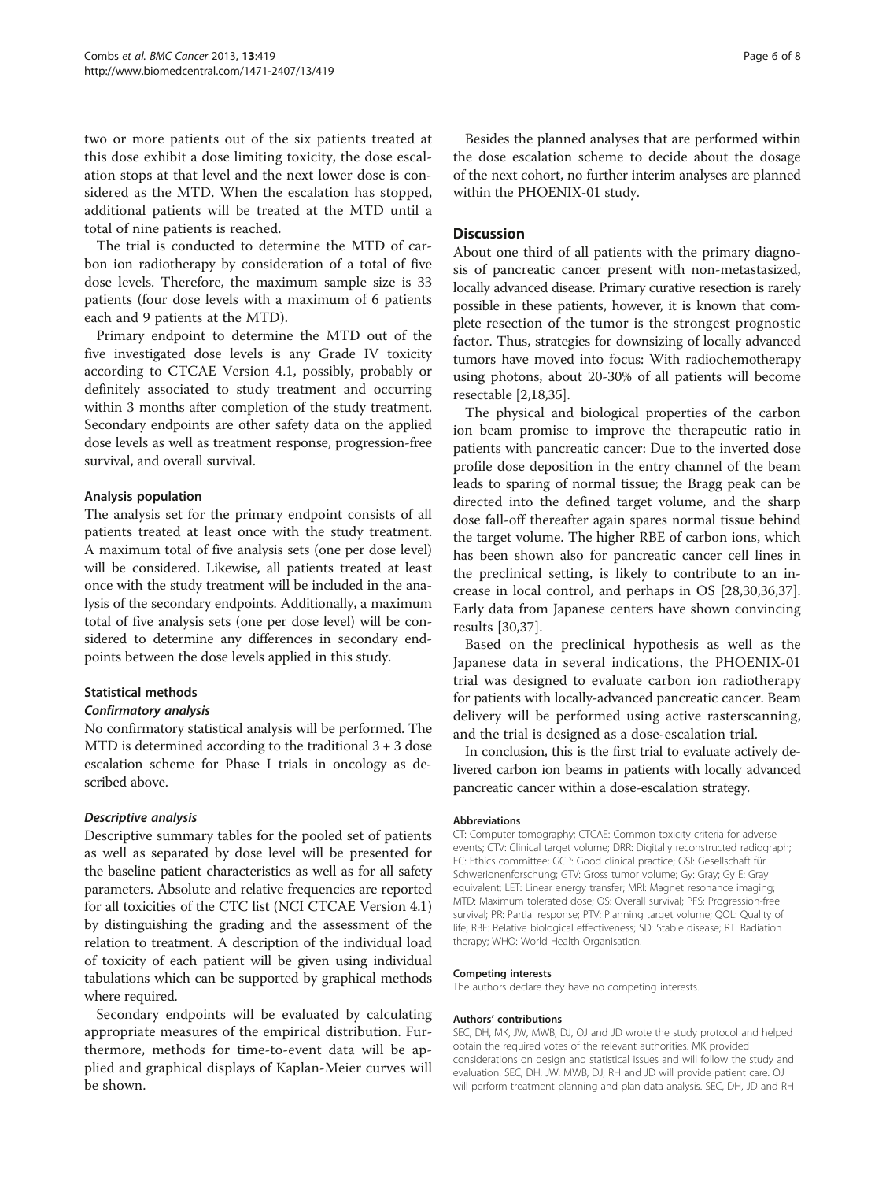two or more patients out of the six patients treated at this dose exhibit a dose limiting toxicity, the dose escalation stops at that level and the next lower dose is considered as the MTD. When the escalation has stopped, additional patients will be treated at the MTD until a total of nine patients is reached.

The trial is conducted to determine the MTD of carbon ion radiotherapy by consideration of a total of five dose levels. Therefore, the maximum sample size is 33 patients (four dose levels with a maximum of 6 patients each and 9 patients at the MTD).

Primary endpoint to determine the MTD out of the five investigated dose levels is any Grade IV toxicity according to CTCAE Version 4.1, possibly, probably or definitely associated to study treatment and occurring within 3 months after completion of the study treatment. Secondary endpoints are other safety data on the applied dose levels as well as treatment response, progression-free survival, and overall survival.

#### Analysis population

The analysis set for the primary endpoint consists of all patients treated at least once with the study treatment. A maximum total of five analysis sets (one per dose level) will be considered. Likewise, all patients treated at least once with the study treatment will be included in the analysis of the secondary endpoints. Additionally, a maximum total of five analysis sets (one per dose level) will be considered to determine any differences in secondary endpoints between the dose levels applied in this study.

#### Statistical methods

##### *Confirmatory analysis*

No confirmatory statistical analysis will be performed. The MTD is determined according to the traditional 3 + 3 dose escalation scheme for Phase I trials in oncology as described above.

##### *Descriptive analysis*

Descriptive summary tables for the pooled set of patients as well as separated by dose level will be presented for the baseline patient characteristics as well as for all safety parameters. Absolute and relative frequencies are reported for all toxicities of the CTC list (NCI CTCAE Version 4.1) by distinguishing the grading and the assessment of the relation to treatment. A description of the individual load of toxicity of each patient will be given using individual tabulations which can be supported by graphical methods where required.

Secondary endpoints will be evaluated by calculating appropriate measures of the empirical distribution. Furthermore, methods for time-to-event data will be applied and graphical displays of Kaplan-Meier curves will be shown.

Besides the planned analyses that are performed within the dose escalation scheme to decide about the dosage of the next cohort, no further interim analyses are planned within the PHOENIX-01 study.

## Discussion

About one third of all patients with the primary diagnosis of pancreatic cancer present with non-metastasized, locally advanced disease. Primary curative resection is rarely possible in these patients, however, it is known that complete resection of the tumor is the strongest prognostic factor. Thus, strategies for downsizing of locally advanced tumors have moved into focus: With radiochemotherapy using photons, about 20-30% of all patients will become resectable [2,18,35].

The physical and biological properties of the carbon ion beam promise to improve the therapeutic ratio in patients with pancreatic cancer: Due to the inverted dose profile dose deposition in the entry channel of the beam leads to sparing of normal tissue; the Bragg peak can be directed into the defined target volume, and the sharp dose fall-off thereafter again spares normal tissue behind the target volume. The higher RBE of carbon ions, which has been shown also for pancreatic cancer cell lines in the preclinical setting, is likely to contribute to an increase in local control, and perhaps in OS [28,30,36,37]. Early data from Japanese centers have shown convincing results [30,37].

Based on the preclinical hypothesis as well as the Japanese data in several indications, the PHOENIX-01 trial was designed to evaluate carbon ion radiotherapy for patients with locally-advanced pancreatic cancer. Beam delivery will be performed using active rasterscanning, and the trial is designed as a dose-escalation trial.

In conclusion, this is the first trial to evaluate actively delivered carbon ion beams in patients with locally advanced pancreatic cancer within a dose-escalation strategy.

#### Abbreviations

CT: Computer tomography; CTCAE: Common toxicity criteria for adverse events; CTV: Clinical target volume; DRR: Digitally reconstructed radiograph; EC: Ethics committee; GCP: Good clinical practice; GSI: Gesellschaft für Schwerionenforschung; GTV: Gross tumor volume; Gy: Gray; Gy E: Gray equivalent; LET: Linear energy transfer; MRI: Magnet resonance imaging; MTD: Maximum tolerated dose; OS: Overall survival; PFS: Progression-free survival; PR: Partial response; PTV: Planning target volume; QOL: Quality of life; RBE: Relative biological effectiveness; SD: Stable disease; RT: Radiation therapy; WHO: World Health Organisation.

#### Competing interests

The authors declare they have no competing interests.

#### Authors' contributions

SEC, DH, MK, JW, MWB, DJ, OJ and JD wrote the study protocol and helped obtain the required votes of the relevant authorities. MK provided considerations on design and statistical issues and will follow the study and evaluation. SEC, DH, JW, MWB, DJ, RH and JD will provide patient care. OJ will perform treatment planning and plan data analysis. SEC, DH, JD and RH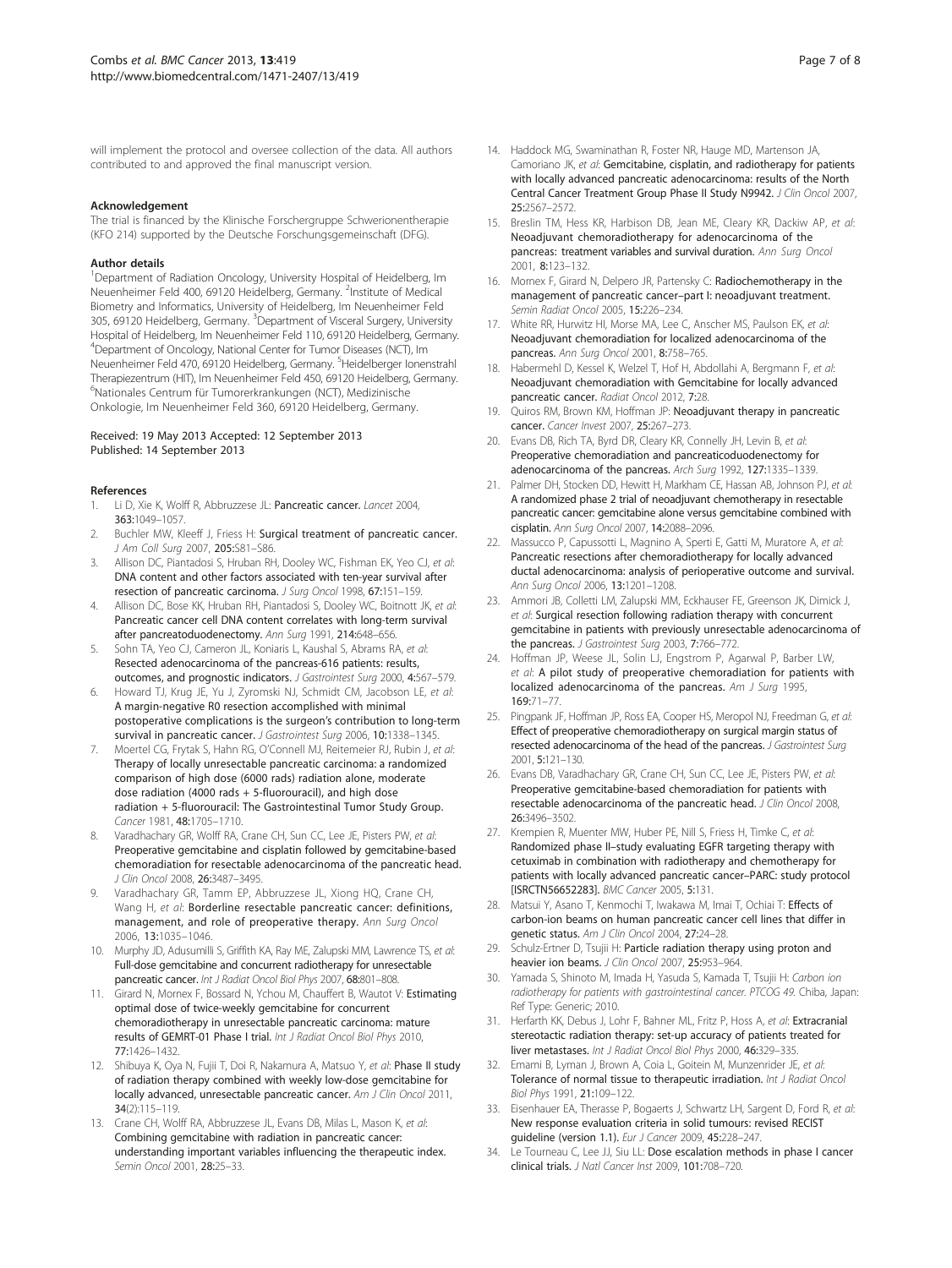will implement the protocol and oversee collection of the data. All authors contributed to and approved the final manuscript version.

#### Acknowledgement

The trial is financed by the Klinische Forschergruppe Schwerionentherapie (KFO 214) supported by the Deutsche Forschungsgemeinschaft (DFG).

#### Author details

[1]Department of Radiation Oncology, University Hospital of Heidelberg, Im Neuenheimer Feld 400, 69120 Heidelberg, Germany. [2]Institute of Medical Biometry and Informatics, University of Heidelberg, Im Neuenheimer Feld 305, 69120 Heidelberg, Germany. [3]Department of Visceral Surgery, University Hospital of Heidelberg, Im Neuenheimer Feld 110, 69120 Heidelberg, Germany. [4]Department of Oncology, National Center for Tumor Diseases (NCT), Im Neuenheimer Feld 470, 69120 Heidelberg, Germany. [5]Heidelberger Ionenstrahl Therapiezentrum (HIT), Im Neuenheimer Feld 450, 69120 Heidelberg, Germany. [6]Nationales Centrum für Tumorerkrankungen (NCT), Medizinische Onkologie, Im Neuenheimer Feld 360, 69120 Heidelberg, Germany.

Received: 19 May 2013 Accepted: 12 September 2013
Published: 14 September 2013

#### References

1. Li D, Xie K, Wolff R, Abbruzzese JL: **Pancreatic cancer.** *Lancet* 2004, **363:**1049–1057.
2. Buchler MW, Kleeff J, Friess H: **Surgical treatment of pancreatic cancer.** *J Am Coll Surg* 2007, **205:**S81–S86.
3. Allison DC, Piantadosi S, Hruban RH, Dooley WC, Fishman EK, Yeo CJ, *et al*: **DNA content and other factors associated with ten-year survival after resection of pancreatic carcinoma.** *J Surg Oncol* 1998, **67:**151–159.
4. Allison DC, Bose KK, Hruban RH, Piantadosi S, Dooley WC, Boitnott JK, *et al*: **Pancreatic cancer cell DNA content correlates with long-term survival after pancreatoduodenectomy.** *Ann Surg* 1991, **214:**648–656.
5. Sohn TA, Yeo CJ, Cameron JL, Koniaris L, Kaushal S, Abrams RA, *et al*: **Resected adenocarcinoma of the pancreas-616 patients: results, outcomes, and prognostic indicators.** *J Gastrointest Surg* 2000, **4:**567–579.
6. Howard TJ, Krug JE, Yu J, Zyromski NJ, Schmidt CM, Jacobson LE, *et al*: **A margin-negative R0 resection accomplished with minimal postoperative complications is the surgeon's contribution to long-term survival in pancreatic cancer.** *J Gastrointest Surg* 2006, **10:**1338–1345.
7. Moertel CG, Frytak S, Hahn RG, O'Connell MJ, Reitemeier RJ, Rubin J, *et al*: **Therapy of locally unresectable pancreatic carcinoma: a randomized comparison of high dose (6000 rads) radiation alone, moderate dose radiation (4000 rads + 5-fluorouracil), and high dose radiation + 5-fluorouracil: The Gastrointestinal Tumor Study Group.** *Cancer* 1981, **48:**1705–1710.
8. Varadhachary GR, Wolff RA, Crane CH, Sun CC, Lee JE, Pisters PW, *et al*: **Preoperative gemcitabine and cisplatin followed by gemcitabine-based chemoradiation for resectable adenocarcinoma of the pancreatic head.** *J Clin Oncol* 2008, **26:**3487–3495.
9. Varadhachary GR, Tamm EP, Abbruzzese JL, Xiong HQ, Crane CH, Wang H, *et al*: **Borderline resectable pancreatic cancer: definitions, management, and role of preoperative therapy.** *Ann Surg Oncol* 2006, **13:**1035–1046.
10. Murphy JD, Adusumilli S, Griffith KA, Ray ME, Zalupski MM, Lawrence TS, *et al*: **Full-dose gemcitabine and concurrent radiotherapy for unresectable pancreatic cancer.** *Int J Radiat Oncol Biol Phys* 2007, **68:**801–808.
11. Girard N, Mornex F, Bossard N, Ychou M, Chauffert B, Wautot V: **Estimating optimal dose of twice-weekly gemcitabine for concurrent chemoradiotherapy in unresectable pancreatic carcinoma: mature results of GEMRT-01 Phase I trial.** *Int J Radiat Oncol Biol Phys* 2010, **77:**1426–1432.
12. Shibuya K, Oya N, Fujii T, Doi R, Nakamura A, Matsuo Y, *et al*: **Phase II study of radiation therapy combined with weekly low-dose gemcitabine for locally advanced, unresectable pancreatic cancer.** *Am J Clin Oncol* 2011, **34**(2):115–119.
13. Crane CH, Wolff RA, Abbruzzese JL, Evans DB, Milas L, Mason K, *et al*: **Combining gemcitabine with radiation in pancreatic cancer: understanding important variables influencing the therapeutic index.** *Semin Oncol* 2001, **28:**25–33.
14. Haddock MG, Swaminathan R, Foster NR, Hauge MD, Martenson JA, Camoriano JK, *et al*: **Gemcitabine, cisplatin, and radiotherapy for patients with locally advanced pancreatic adenocarcinoma: results of the North Central Cancer Treatment Group Phase II Study N9942.** *J Clin Oncol* 2007, **25:**2567–2572.
15. Breslin TM, Hess KR, Harbison DB, Jean ME, Cleary KR, Dackiw AP, *et al*: **Neoadjuvant chemoradiotherapy for adenocarcinoma of the pancreas: treatment variables and survival duration.** *Ann Surg Oncol* 2001, **8:**123–132.
16. Mornex F, Girard N, Delpero JR, Partensky C: **Radiochemotherapy in the management of pancreatic cancer–part I: neoadjuvant treatment.** *Semin Radiat Oncol* 2005, **15:**226–234.
17. White RR, Hurwitz HI, Morse MA, Lee C, Anscher MS, Paulson EK, *et al*: **Neoadjuvant chemoradiation for localized adenocarcinoma of the pancreas.** *Ann Surg Oncol* 2001, **8:**758–765.
18. Habermehl D, Kessel K, Welzel T, Hof H, Abdollahi A, Bergmann F, *et al*: **Neoadjuvant chemoradiation with Gemcitabine for locally advanced pancreatic cancer.** *Radiat Oncol* 2012, **7:**28.
19. Quiros RM, Brown KM, Hoffman JP: **Neoadjuvant therapy in pancreatic cancer.** *Cancer Invest* 2007, **25:**267–273.
20. Evans DB, Rich TA, Byrd DR, Cleary KR, Connelly JH, Levin B, *et al*: **Preoperative chemoradiation and pancreaticoduodenectomy for adenocarcinoma of the pancreas.** *Arch Surg* 1992, **127:**1335–1339.
21. Palmer DH, Stocken DD, Hewitt H, Markham CE, Hassan AB, Johnson PJ, *et al*: **A randomized phase 2 trial of neoadjuvant chemotherapy in resectable pancreatic cancer: gemcitabine alone versus gemcitabine combined with cisplatin.** *Ann Surg Oncol* 2007, **14:**2088–2096.
22. Massucco P, Capussotti L, Magnino A, Sperti E, Gatti M, Muratore A, *et al*: **Pancreatic resections after chemoradiotherapy for locally advanced ductal adenocarcinoma: analysis of perioperative outcome and survival.** *Ann Surg Oncol* 2006, **13:**1201–1208.
23. Ammori JB, Colletti LM, Zalupski MM, Eckhauser FE, Greenson JK, Dimick J, *et al*: **Surgical resection following radiation therapy with concurrent gemcitabine in patients with previously unresectable adenocarcinoma of the pancreas.** *J Gastrointest Surg* 2003, **7:**766–772.
24. Hoffman JP, Weese JL, Solin LJ, Engstrom P, Agarwal P, Barber LW, *et al*: **A pilot study of preoperative chemoradiation for patients with localized adenocarcinoma of the pancreas.** *Am J Surg* 1995, **169:**71–77.
25. Pingpank JF, Hoffman JP, Ross EA, Cooper HS, Meropol NJ, Freedman G, *et al*: **Effect of preoperative chemoradiotherapy on surgical margin status of resected adenocarcinoma of the head of the pancreas.** *J Gastrointest Surg* 2001, **5:**121–130.
26. Evans DB, Varadhachary GR, Crane CH, Sun CC, Lee JE, Pisters PW, *et al*: **Preoperative gemcitabine-based chemoradiation for patients with resectable adenocarcinoma of the pancreatic head.** *J Clin Oncol* 2008, **26:**3496–3502.
27. Krempien R, Muenter MW, Huber PE, Nill S, Friess H, Timke C, *et al*: **Randomized phase II–study evaluating EGFR targeting therapy with cetuximab in combination with radiotherapy and chemotherapy for patients with locally advanced pancreatic cancer–PARC: study protocol [ISRCTN56652283].** *BMC Cancer* 2005, **5:**131.
28. Matsui Y, Asano T, Kenmochi T, Iwakawa M, Imai T, Ochiai T: **Effects of carbon-ion beams on human pancreatic cancer cell lines that differ in genetic status.** *Am J Clin Oncol* 2004, **27:**24–28.
29. Schulz-Ertner D, Tsujii H: **Particle radiation therapy using proton and heavier ion beams.** *J Clin Oncol* 2007, **25:**953–964.
30. Yamada S, Shinoto M, Imada H, Yasuda S, Kamada T, Tsujii H: *Carbon ion radiotherapy for patients with gastrointestinal cancer. PTCOG 49.* Chiba, Japan: Ref Type: Generic; 2010.
31. Herfarth KK, Debus J, Lohr F, Bahner ML, Fritz P, Hoss A, *et al*: **Extracranial stereotactic radiation therapy: set-up accuracy of patients treated for liver metastases.** *Int J Radiat Oncol Biol Phys* 2000, **46:**329–335.
32. Emami B, Lyman J, Brown A, Coia L, Goitein M, Munzenrider JE, *et al*: **Tolerance of normal tissue to therapeutic irradiation.** *Int J Radiat Oncol Biol Phys* 1991, **21:**109–122.
33. Eisenhauer EA, Therasse P, Bogaerts J, Schwartz LH, Sargent D, Ford R, *et al*: **New response evaluation criteria in solid tumours: revised RECIST guideline (version 1.1).** *Eur J Cancer* 2009, **45:**228–247.
34. Le Tourneau C, Lee JJ, Siu LL: **Dose escalation methods in phase I cancer clinical trials.** *J Natl Cancer Inst* 2009, **101:**708–720.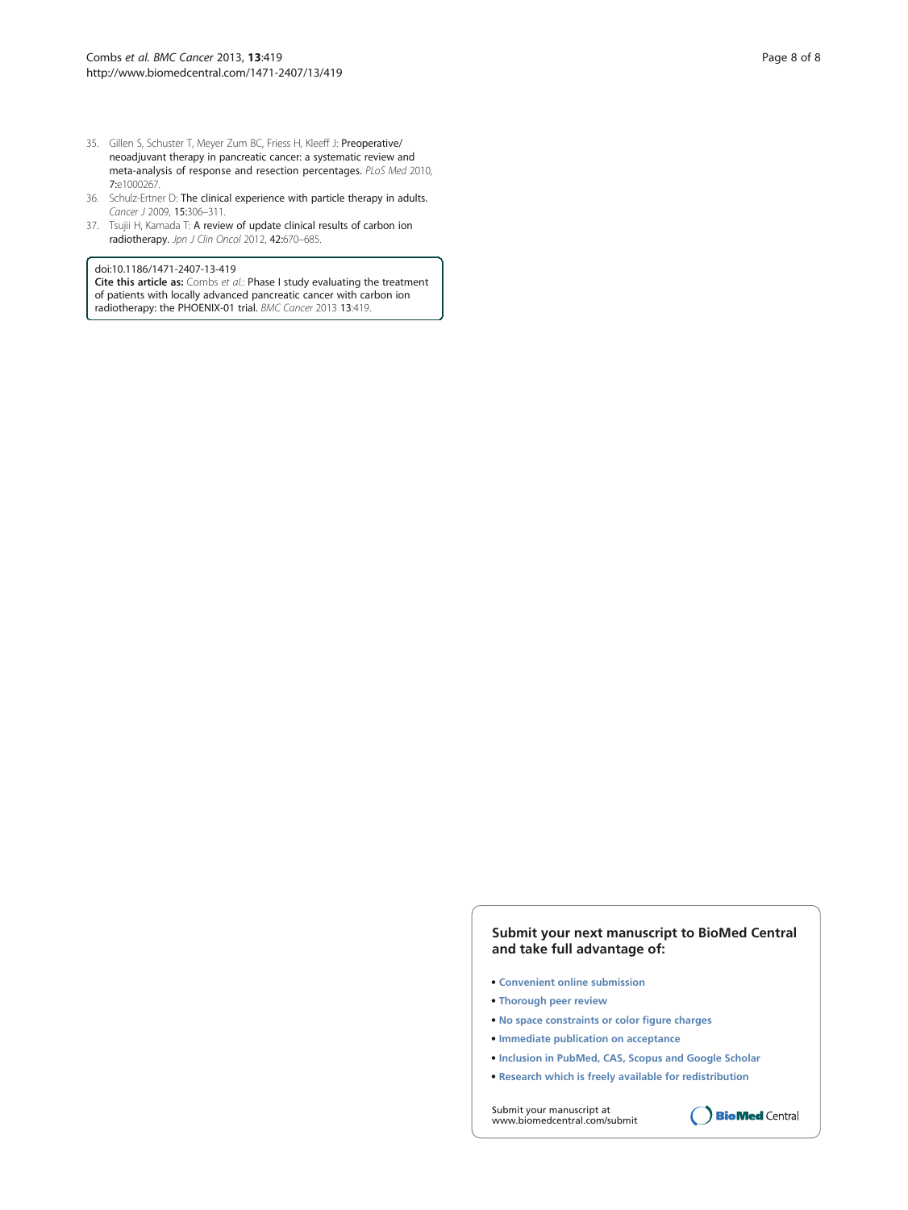35. Gillen S, Schuster T, Meyer Zum BC, Friess H, Kleeff J: **Preoperative/neoadjuvant therapy in pancreatic cancer: a systematic review and meta-analysis of response and resection percentages.** *PLoS Med* 2010, **7:**e1000267.
36. Schulz-Ertner D: **The clinical experience with particle therapy in adults.** *Cancer J* 2009, **15:**306–311.
37. Tsujii H, Kamada T: **A review of update clinical results of carbon ion radiotherapy.** *Jpn J Clin Oncol* 2012, **42:**670–685.

doi:10.1186/1471-2407-13-419
**Cite this article as:** Combs *et al.*: Phase I study evaluating the treatment of patients with locally advanced pancreatic cancer with carbon ion radiotherapy: the PHOENIX-01 trial. *BMC Cancer* 2013 **13**:419.

**Submit your next manuscript to BioMed Central and take full advantage of:**

- **Convenient online submission**
- **Thorough peer review**
- **No space constraints or color figure charges**
- **Immediate publication on acceptance**
- **Inclusion in PubMed, CAS, Scopus and Google Scholar**
- **Research which is freely available for redistribution**

Submit your manuscript at
www.biomedcentral.com/submit

BioMed Central